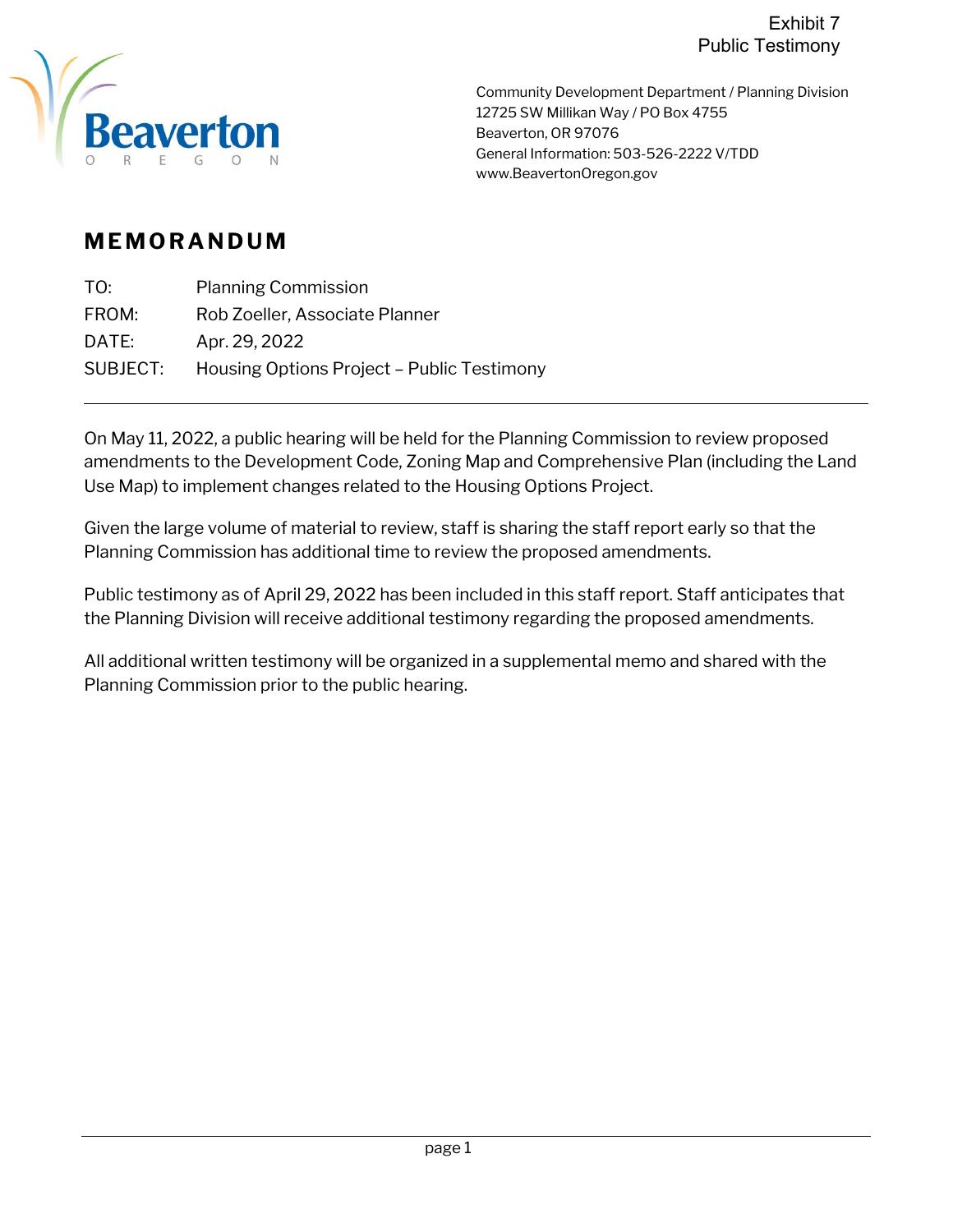Exhibit 7
Public Testimony

Beaverton
OREGON

Community Development Department / Planning Division
12725 SW Millikan Way / PO Box 4755
Beaverton, OR 97076
General Information: 503-526-2222 V/TDD
www.BeavertonOregon.gov

# MEMORANDUM

| | |
|---|---|
| TO: | Planning Commission |
| FROM: | Rob Zoeller, Associate Planner |
| DATE: | Apr. 29, 2022 |
| SUBJECT: | Housing Options Project – Public Testimony |

---

On May 11, 2022, a public hearing will be held for the Planning Commission to review proposed amendments to the Development Code, Zoning Map and Comprehensive Plan (including the Land Use Map) to implement changes related to the Housing Options Project.

Given the large volume of material to review, staff is sharing the staff report early so that the Planning Commission has additional time to review the proposed amendments.

Public testimony as of April 29, 2022 has been included in this staff report. Staff anticipates that the Planning Division will receive additional testimony regarding the proposed amendments.

All additional written testimony will be organized in a supplemental memo and shared with the Planning Commission prior to the public hearing.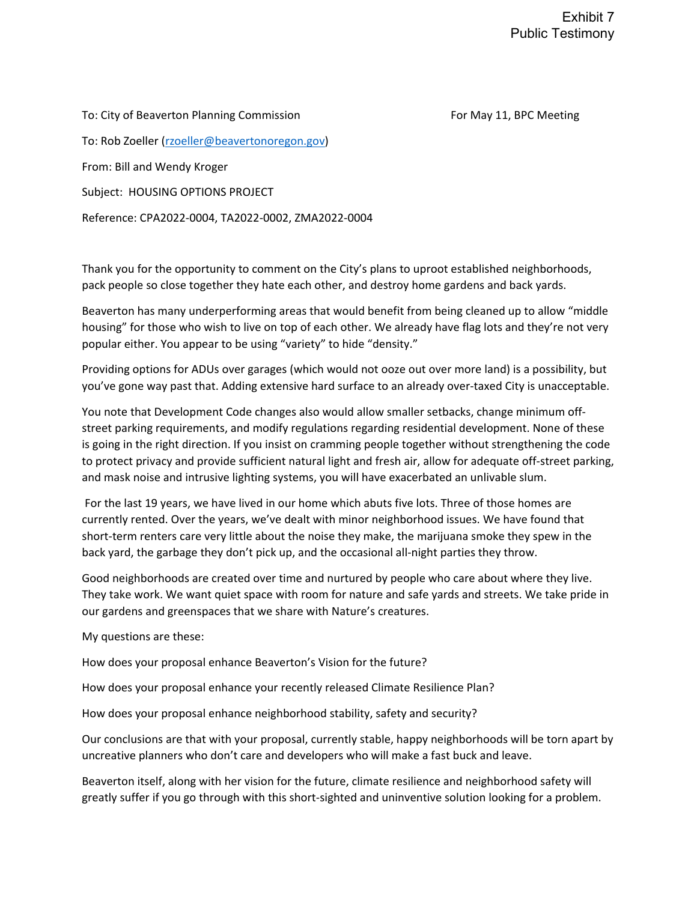Exhibit 7
Public Testimony

To: City of Beaverton Planning Commission For May 11, BPC Meeting

To: Rob Zoeller (rzoeller@beavertonoregon.gov)

From: Bill and Wendy Kroger

Subject: HOUSING OPTIONS PROJECT

Reference: CPA2022-0004, TA2022-0002, ZMA2022-0004

Thank you for the opportunity to comment on the City's plans to uproot established neighborhoods, pack people so close together they hate each other, and destroy home gardens and back yards.

Beaverton has many underperforming areas that would benefit from being cleaned up to allow "middle housing" for those who wish to live on top of each other. We already have flag lots and they're not very popular either. You appear to be using "variety" to hide "density."

Providing options for ADUs over garages (which would not ooze out over more land) is a possibility, but you've gone way past that. Adding extensive hard surface to an already over-taxed City is unacceptable.

You note that Development Code changes also would allow smaller setbacks, change minimum off-street parking requirements, and modify regulations regarding residential development. None of these is going in the right direction. If you insist on cramming people together without strengthening the code to protect privacy and provide sufficient natural light and fresh air, allow for adequate off-street parking, and mask noise and intrusive lighting systems, you will have exacerbated an unlivable slum.

For the last 19 years, we have lived in our home which abuts five lots. Three of those homes are currently rented. Over the years, we've dealt with minor neighborhood issues. We have found that short-term renters care very little about the noise they make, the marijuana smoke they spew in the back yard, the garbage they don't pick up, and the occasional all-night parties they throw.

Good neighborhoods are created over time and nurtured by people who care about where they live. They take work. We want quiet space with room for nature and safe yards and streets. We take pride in our gardens and greenspaces that we share with Nature's creatures.

My questions are these:

How does your proposal enhance Beaverton's Vision for the future?

How does your proposal enhance your recently released Climate Resilience Plan?

How does your proposal enhance neighborhood stability, safety and security?

Our conclusions are that with your proposal, currently stable, happy neighborhoods will be torn apart by uncreative planners who don't care and developers who will make a fast buck and leave.

Beaverton itself, along with her vision for the future, climate resilience and neighborhood safety will greatly suffer if you go through with this short-sighted and uninventive solution looking for a problem.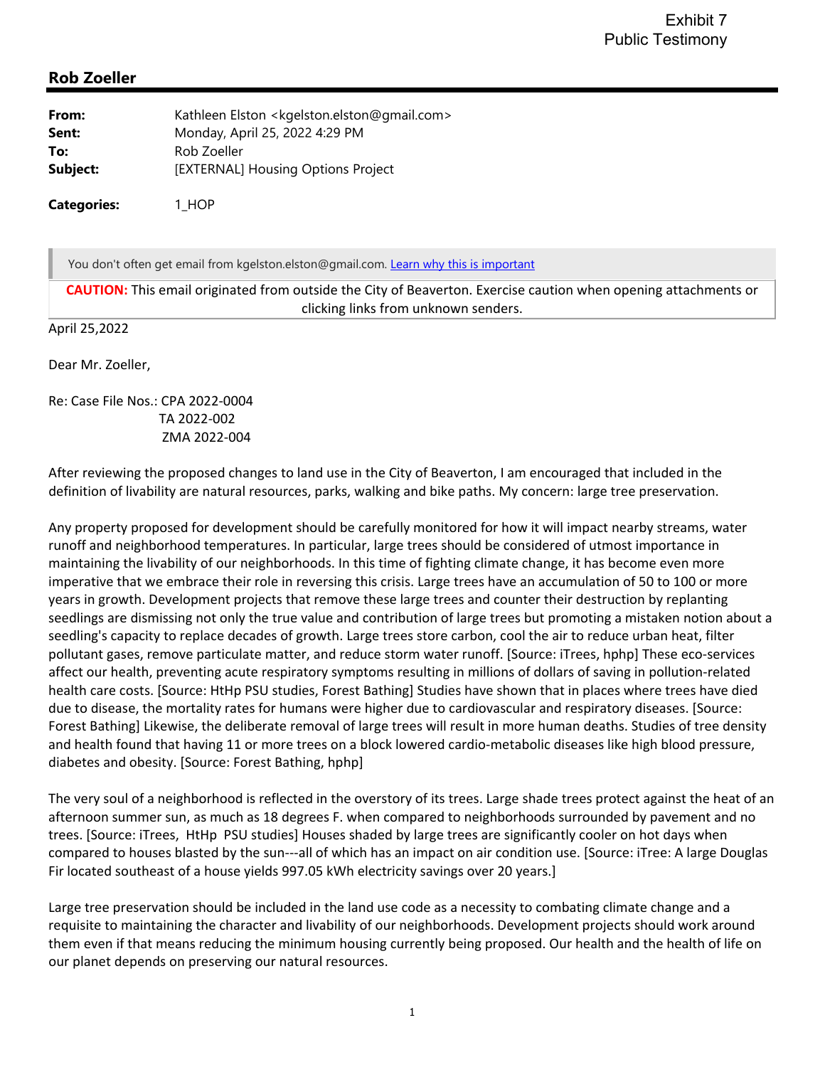Exhibit 7
Public Testimony

## Rob Zoeller

**From:** Kathleen Elston <kgelston.elston@gmail.com>
**Sent:** Monday, April 25, 2022 4:29 PM
**To:** Rob Zoeller
**Subject:** [EXTERNAL] Housing Options Project

**Categories:** 1_HOP

You don't often get email from kgelston.elston@gmail.com. Learn why this is important

**CAUTION:** This email originated from outside the City of Beaverton. Exercise caution when opening attachments or clicking links from unknown senders.

April 25,2022

Dear Mr. Zoeller,

Re: Case File Nos.: CPA 2022-0004
TA 2022-002
ZMA 2022-004

After reviewing the proposed changes to land use in the City of Beaverton, I am encouraged that included in the definition of livability are natural resources, parks, walking and bike paths. My concern: large tree preservation.

Any property proposed for development should be carefully monitored for how it will impact nearby streams, water runoff and neighborhood temperatures. In particular, large trees should be considered of utmost importance in maintaining the livability of our neighborhoods. In this time of fighting climate change, it has become even more imperative that we embrace their role in reversing this crisis. Large trees have an accumulation of 50 to 100 or more years in growth. Development projects that remove these large trees and counter their destruction by replanting seedlings are dismissing not only the true value and contribution of large trees but promoting a mistaken notion about a seedling's capacity to replace decades of growth. Large trees store carbon, cool the air to reduce urban heat, filter pollutant gases, remove particulate matter, and reduce storm water runoff. [Source: iTrees, hphp] These eco-services affect our health, preventing acute respiratory symptoms resulting in millions of dollars of saving in pollution-related health care costs. [Source: HtHp PSU studies, Forest Bathing] Studies have shown that in places where trees have died due to disease, the mortality rates for humans were higher due to cardiovascular and respiratory diseases. [Source: Forest Bathing] Likewise, the deliberate removal of large trees will result in more human deaths. Studies of tree density and health found that having 11 or more trees on a block lowered cardio-metabolic diseases like high blood pressure, diabetes and obesity. [Source: Forest Bathing, hphp]

The very soul of a neighborhood is reflected in the overstory of its trees. Large shade trees protect against the heat of an afternoon summer sun, as much as 18 degrees F. when compared to neighborhoods surrounded by pavement and no trees. [Source: iTrees, HtHp PSU studies] Houses shaded by large trees are significantly cooler on hot days when compared to houses blasted by the sun---all of which has an impact on air condition use. [Source: iTree: A large Douglas Fir located southeast of a house yields 997.05 kWh electricity savings over 20 years.]

Large tree preservation should be included in the land use code as a necessity to combating climate change and a requisite to maintaining the character and livability of our neighborhoods. Development projects should work around them even if that means reducing the minimum housing currently being proposed. Our health and the health of life on our planet depends on preserving our natural resources.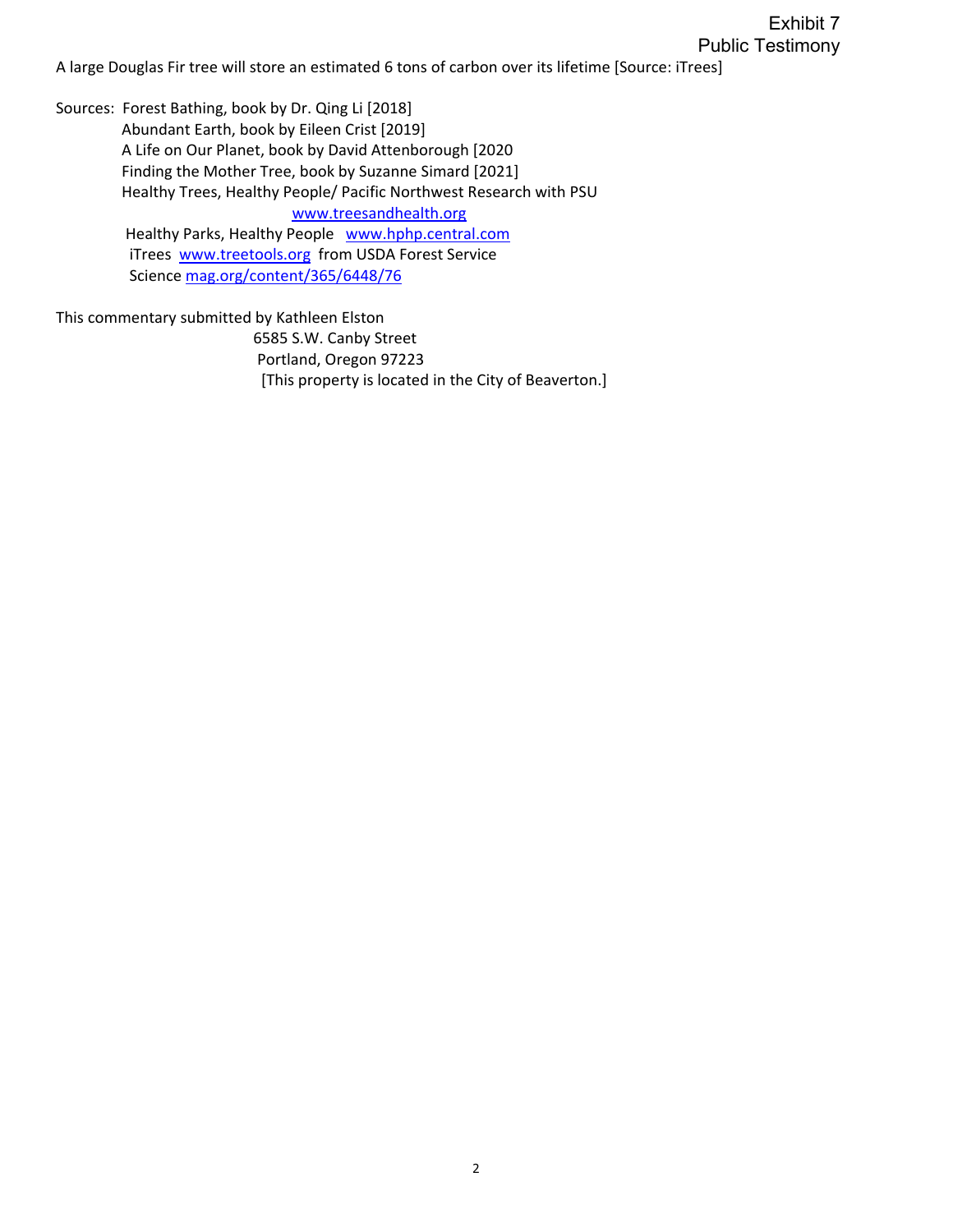Exhibit 7
Public Testimony

A large Douglas Fir tree will store an estimated 6 tons of carbon over its lifetime [Source: iTrees]

Sources: Forest Bathing, book by Dr. Qing Li [2018]
Abundant Earth, book by Eileen Crist [2019]
A Life on Our Planet, book by David Attenborough [2020
Finding the Mother Tree, book by Suzanne Simard [2021]
Healthy Trees, Healthy People/ Pacific Northwest Research with PSU
www.treesandhealth.org
Healthy Parks, Healthy People www.hphp.central.com
iTrees www.treetools.org from USDA Forest Service
Science mag.org/content/365/6448/76

This commentary submitted by Kathleen Elston
6585 S.W. Canby Street
Portland, Oregon 97223
[This property is located in the City of Beaverton.]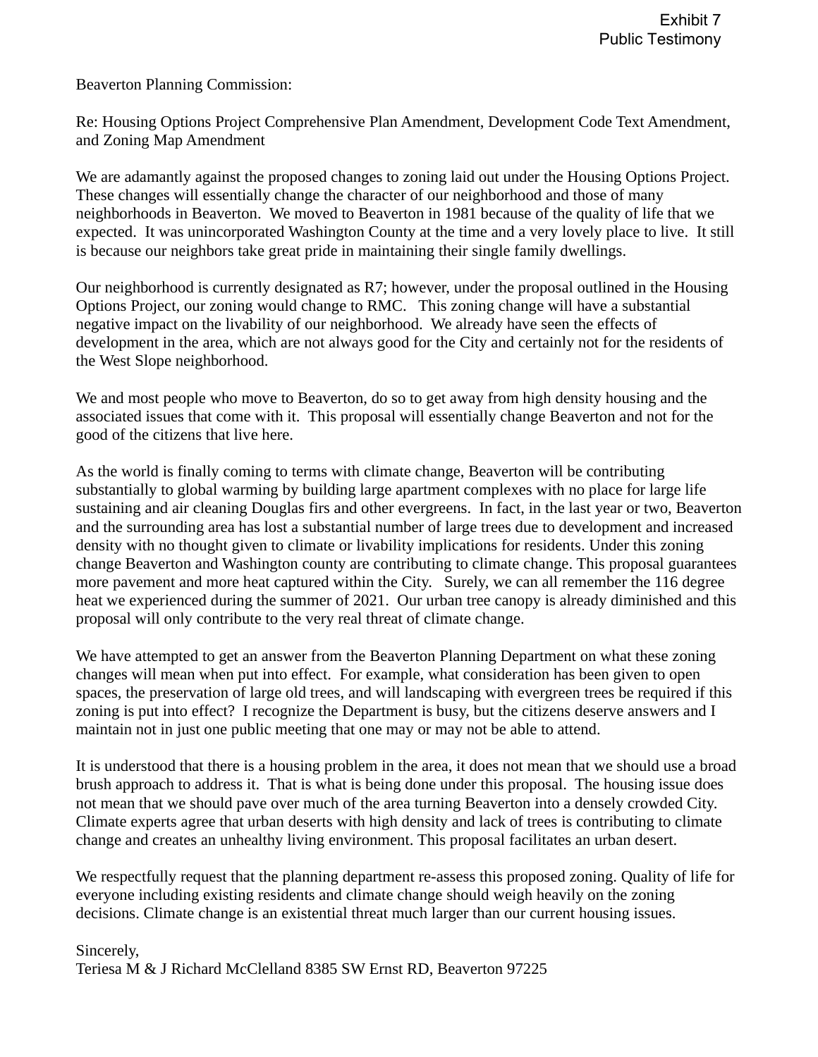Exhibit 7
Public Testimony

Beaverton Planning Commission:

Re: Housing Options Project Comprehensive Plan Amendment, Development Code Text Amendment, and Zoning Map Amendment

We are adamantly against the proposed changes to zoning laid out under the Housing Options Project. These changes will essentially change the character of our neighborhood and those of many neighborhoods in Beaverton. We moved to Beaverton in 1981 because of the quality of life that we expected. It was unincorporated Washington County at the time and a very lovely place to live. It still is because our neighbors take great pride in maintaining their single family dwellings.

Our neighborhood is currently designated as R7; however, under the proposal outlined in the Housing Options Project, our zoning would change to RMC. This zoning change will have a substantial negative impact on the livability of our neighborhood. We already have seen the effects of development in the area, which are not always good for the City and certainly not for the residents of the West Slope neighborhood.

We and most people who move to Beaverton, do so to get away from high density housing and the associated issues that come with it. This proposal will essentially change Beaverton and not for the good of the citizens that live here.

As the world is finally coming to terms with climate change, Beaverton will be contributing substantially to global warming by building large apartment complexes with no place for large life sustaining and air cleaning Douglas firs and other evergreens. In fact, in the last year or two, Beaverton and the surrounding area has lost a substantial number of large trees due to development and increased density with no thought given to climate or livability implications for residents. Under this zoning change Beaverton and Washington county are contributing to climate change. This proposal guarantees more pavement and more heat captured within the City. Surely, we can all remember the 116 degree heat we experienced during the summer of 2021. Our urban tree canopy is already diminished and this proposal will only contribute to the very real threat of climate change.

We have attempted to get an answer from the Beaverton Planning Department on what these zoning changes will mean when put into effect. For example, what consideration has been given to open spaces, the preservation of large old trees, and will landscaping with evergreen trees be required if this zoning is put into effect? I recognize the Department is busy, but the citizens deserve answers and I maintain not in just one public meeting that one may or may not be able to attend.

It is understood that there is a housing problem in the area, it does not mean that we should use a broad brush approach to address it. That is what is being done under this proposal. The housing issue does not mean that we should pave over much of the area turning Beaverton into a densely crowded City. Climate experts agree that urban deserts with high density and lack of trees is contributing to climate change and creates an unhealthy living environment. This proposal facilitates an urban desert.

We respectfully request that the planning department re-assess this proposed zoning. Quality of life for everyone including existing residents and climate change should weigh heavily on the zoning decisions. Climate change is an existential threat much larger than our current housing issues.

Sincerely,
Teriesa M & J Richard McClelland 8385 SW Ernst RD, Beaverton 97225